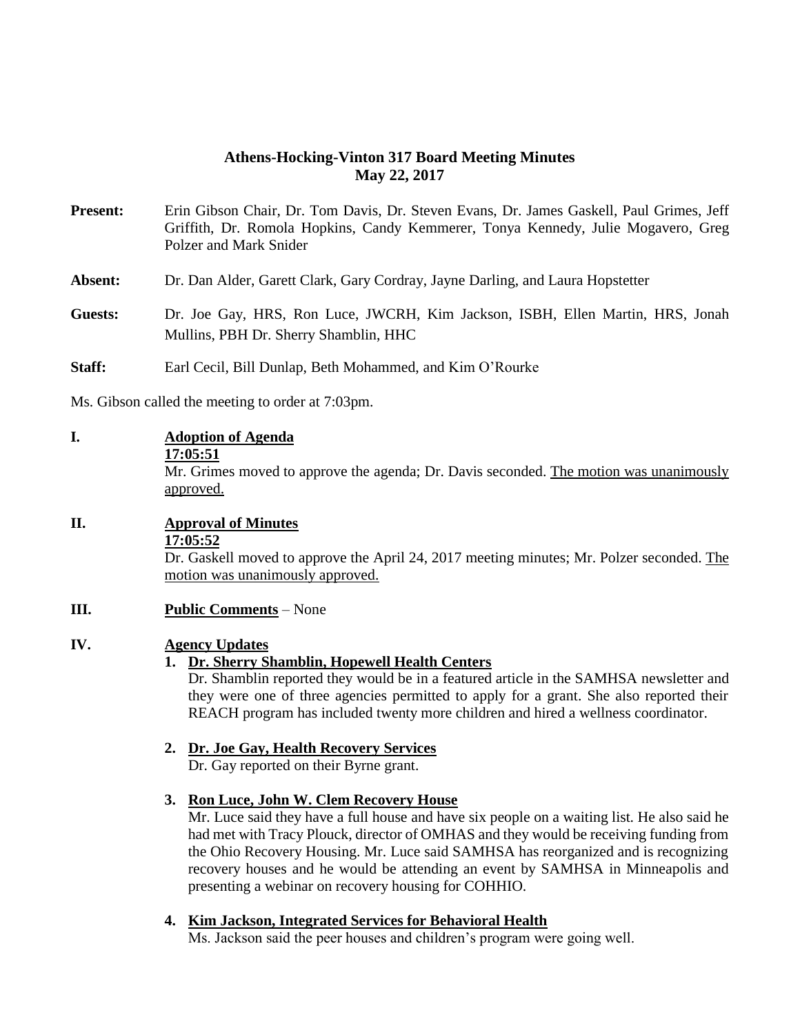# Athens-Hocking-Vinton 317 Board Meeting Minutes
## May 22, 2017

**Present:** Erin Gibson Chair, Dr. Tom Davis, Dr. Steven Evans, Dr. James Gaskell, Paul Grimes, Jeff Griffith, Dr. Romola Hopkins, Candy Kemmerer, Tonya Kennedy, Julie Mogavero, Greg Polzer and Mark Snider

**Absent:** Dr. Dan Alder, Garett Clark, Gary Cordray, Jayne Darling, and Laura Hopstetter

**Guests:** Dr. Joe Gay, HRS, Ron Luce, JWCRH, Kim Jackson, ISBH, Ellen Martin, HRS, Jonah Mullins, PBH Dr. Sherry Shamblin, HHC

**Staff:** Earl Cecil, Bill Dunlap, Beth Mohammed, and Kim O'Rourke

Ms. Gibson called the meeting to order at 7:03pm.

**I. Adoption of Agenda**

**17:05:51**

Mr. Grimes moved to approve the agenda; Dr. Davis seconded. The motion was unanimously approved.

**II. Approval of Minutes**

**17:05:52**

Dr. Gaskell moved to approve the April 24, 2017 meeting minutes; Mr. Polzer seconded. The motion was unanimously approved.

**III. Public Comments** – None

**IV. Agency Updates**

1. **Dr. Sherry Shamblin, Hopewell Health Centers**

   Dr. Shamblin reported they would be in a featured article in the SAMHSA newsletter and they were one of three agencies permitted to apply for a grant. She also reported their REACH program has included twenty more children and hired a wellness coordinator.

2. **Dr. Joe Gay, Health Recovery Services**

   Dr. Gay reported on their Byrne grant.

3. **Ron Luce, John W. Clem Recovery House**

   Mr. Luce said they have a full house and have six people on a waiting list. He also said he had met with Tracy Plouck, director of OMHAS and they would be receiving funding from the Ohio Recovery Housing. Mr. Luce said SAMHSA has reorganized and is recognizing recovery houses and he would be attending an event by SAMHSA in Minneapolis and presenting a webinar on recovery housing for COHHIO.

4. **Kim Jackson, Integrated Services for Behavioral Health**

   Ms. Jackson said the peer houses and children's program were going well.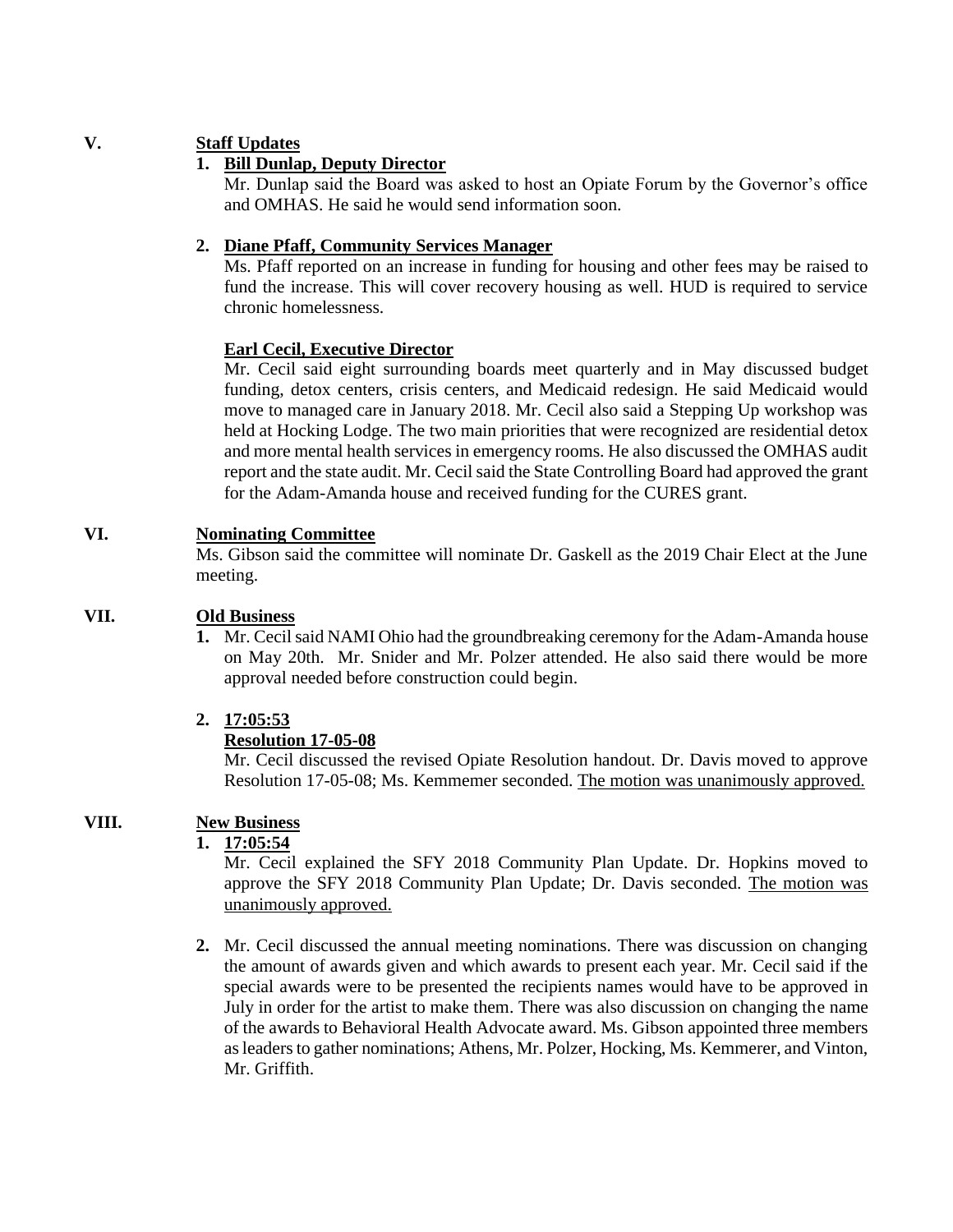**V. Staff Updates**

1. **Bill Dunlap, Deputy Director**

   Mr. Dunlap said the Board was asked to host an Opiate Forum by the Governor's office and OMHAS. He said he would send information soon.

2. **Diane Pfaff, Community Services Manager**

   Ms. Pfaff reported on an increase in funding for housing and other fees may be raised to fund the increase. This will cover recovery housing as well. HUD is required to service chronic homelessness.

   **Earl Cecil, Executive Director**

   Mr. Cecil said eight surrounding boards meet quarterly and in May discussed budget funding, detox centers, crisis centers, and Medicaid redesign. He said Medicaid would move to managed care in January 2018. Mr. Cecil also said a Stepping Up workshop was held at Hocking Lodge. The two main priorities that were recognized are residential detox and more mental health services in emergency rooms. He also discussed the OMHAS audit report and the state audit. Mr. Cecil said the State Controlling Board had approved the grant for the Adam-Amanda house and received funding for the CURES grant.

**VI. Nominating Committee**

Ms. Gibson said the committee will nominate Dr. Gaskell as the 2019 Chair Elect at the June meeting.

**VII. Old Business**

1. Mr. Cecil said NAMI Ohio had the groundbreaking ceremony for the Adam-Amanda house on May 20th. Mr. Snider and Mr. Polzer attended. He also said there would be more approval needed before construction could begin.

2. **17:05:53**

   **Resolution 17-05-08**

   Mr. Cecil discussed the revised Opiate Resolution handout. Dr. Davis moved to approve Resolution 17-05-08; Ms. Kemmemer seconded. The motion was unanimously approved.

**VIII. New Business**

1. **17:05:54**

   Mr. Cecil explained the SFY 2018 Community Plan Update. Dr. Hopkins moved to approve the SFY 2018 Community Plan Update; Dr. Davis seconded. The motion was unanimously approved.

2. Mr. Cecil discussed the annual meeting nominations. There was discussion on changing the amount of awards given and which awards to present each year. Mr. Cecil said if the special awards were to be presented the recipients names would have to be approved in July in order for the artist to make them. There was also discussion on changing the name of the awards to Behavioral Health Advocate award. Ms. Gibson appointed three members as leaders to gather nominations; Athens, Mr. Polzer, Hocking, Ms. Kemmerer, and Vinton, Mr. Griffith.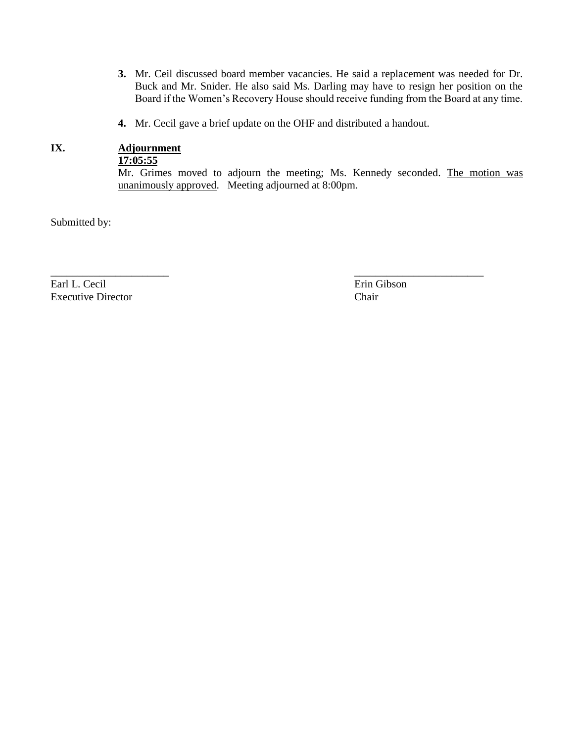3. **3.** Mr. Ceil discussed board member vacancies. He said a replacement was needed for Dr. Buck and Mr. Snider. He also said Ms. Darling may have to resign her position on the Board if the Women's Recovery House should receive funding from the Board at any time.

4. **4.** Mr. Cecil gave a brief update on the OHF and distributed a handout.

## IX. Adjournment

**17:05:55**

Mr. Grimes moved to adjourn the meeting; Ms. Kennedy seconded. The motion was unanimously approved. Meeting adjourned at 8:00pm.

Submitted by:

______________________

Earl L. Cecil
Executive Director

________________________

Erin Gibson
Chair